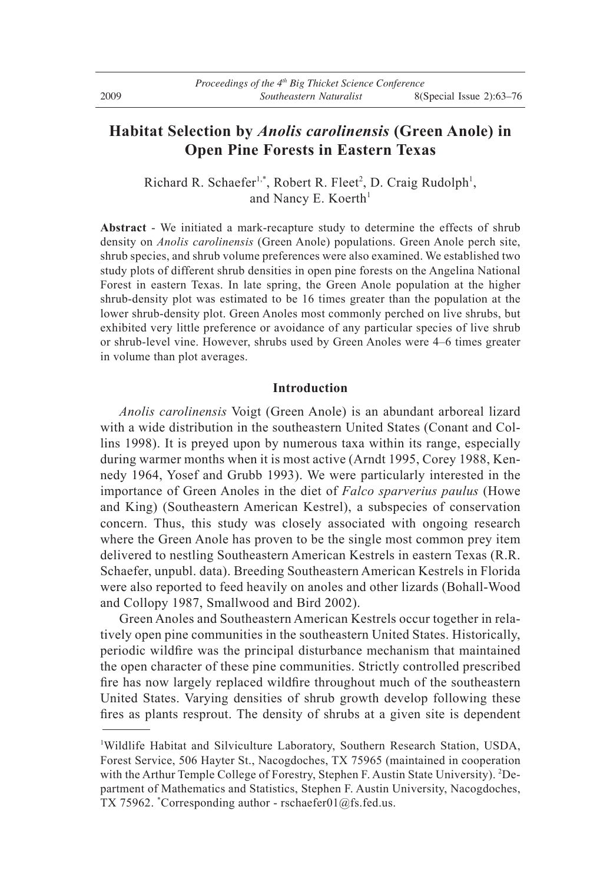# Habitat Selection by *Anolis carolinensis* (Green Anole) in Open Pine Forests in Eastern Texas

Richard R. Schaefer[1,*], Robert R. Fleet[2], D. Craig Rudolph[1], and Nancy E. Koerth[1]

**Abstract** - We initiated a mark-recapture study to determine the effects of shrub density on *Anolis carolinensis* (Green Anole) populations. Green Anole perch site, shrub species, and shrub volume preferences were also examined. We established two study plots of different shrub densities in open pine forests on the Angelina National Forest in eastern Texas. In late spring, the Green Anole population at the higher shrub-density plot was estimated to be 16 times greater than the population at the lower shrub-density plot. Green Anoles most commonly perched on live shrubs, but exhibited very little preference or avoidance of any particular species of live shrub or shrub-level vine. However, shrubs used by Green Anoles were 4–6 times greater in volume than plot averages.

## Introduction

*Anolis carolinensis* Voigt (Green Anole) is an abundant arboreal lizard with a wide distribution in the southeastern United States (Conant and Collins 1998). It is preyed upon by numerous taxa within its range, especially during warmer months when it is most active (Arndt 1995, Corey 1988, Kennedy 1964, Yosef and Grubb 1993). We were particularly interested in the importance of Green Anoles in the diet of *Falco sparverius paulus* (Howe and King) (Southeastern American Kestrel), a subspecies of conservation concern. Thus, this study was closely associated with ongoing research where the Green Anole has proven to be the single most common prey item delivered to nestling Southeastern American Kestrels in eastern Texas (R.R. Schaefer, unpubl. data). Breeding Southeastern American Kestrels in Florida were also reported to feed heavily on anoles and other lizards (Bohall-Wood and Collopy 1987, Smallwood and Bird 2002).

Green Anoles and Southeastern American Kestrels occur together in relatively open pine communities in the southeastern United States. Historically, periodic wildfire was the principal disturbance mechanism that maintained the open character of these pine communities. Strictly controlled prescribed fire has now largely replaced wildfire throughout much of the southeastern United States. Varying densities of shrub growth develop following these fires as plants resprout. The density of shrubs at a given site is dependent

---

[1]Wildlife Habitat and Silviculture Laboratory, Southern Research Station, USDA, Forest Service, 506 Hayter St., Nacogdoches, TX 75965 (maintained in cooperation with the Arthur Temple College of Forestry, Stephen F. Austin State University). [2]Department of Mathematics and Statistics, Stephen F. Austin University, Nacogdoches, TX 75962. [*]Corresponding author - rschaefer01@fs.fed.us.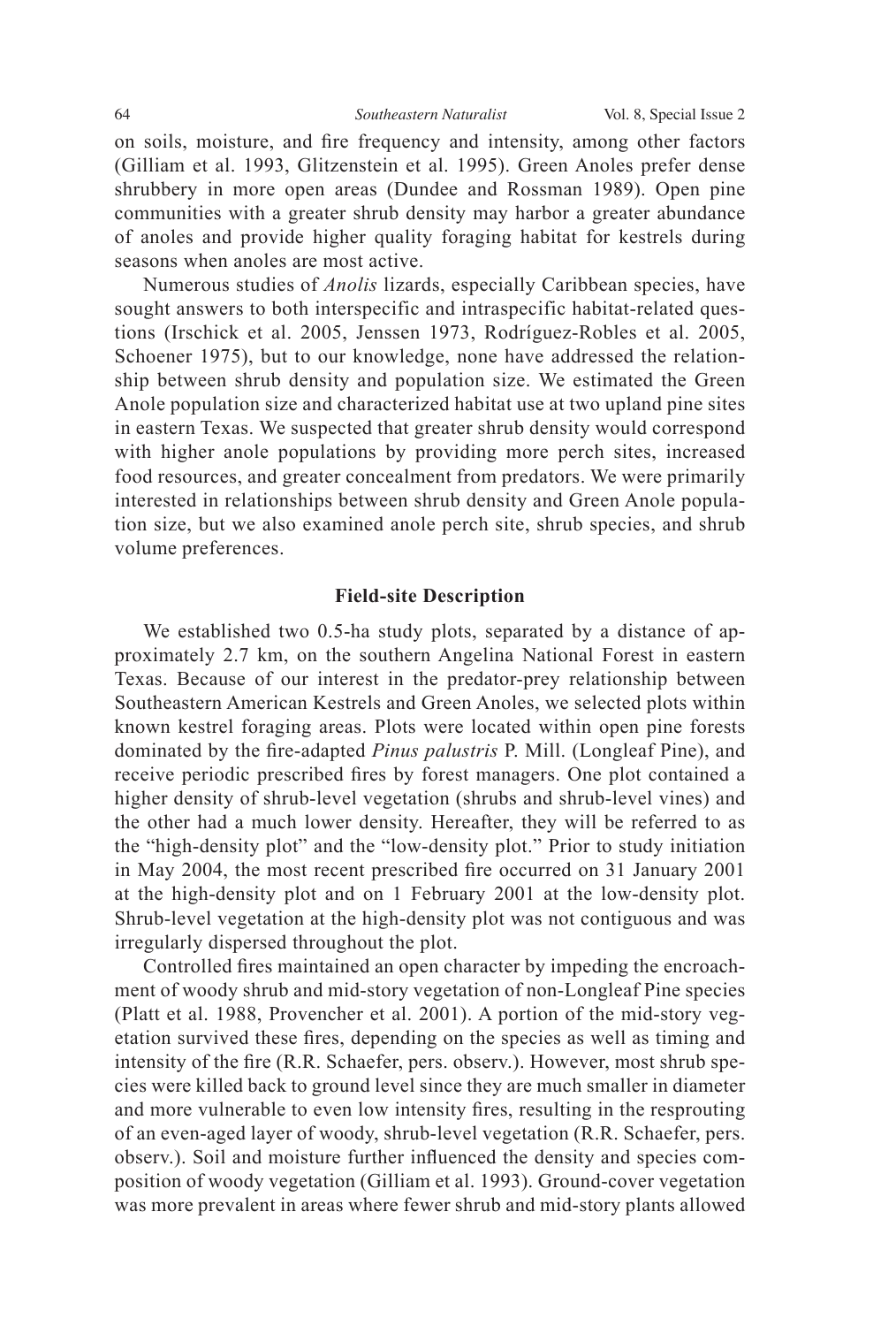on soils, moisture, and fire frequency and intensity, among other factors (Gilliam et al. 1993, Glitzenstein et al. 1995). Green Anoles prefer dense shrubbery in more open areas (Dundee and Rossman 1989). Open pine communities with a greater shrub density may harbor a greater abundance of anoles and provide higher quality foraging habitat for kestrels during seasons when anoles are most active.

Numerous studies of *Anolis* lizards, especially Caribbean species, have sought answers to both interspecific and intraspecific habitat-related questions (Irschick et al. 2005, Jenssen 1973, Rodríguez-Robles et al. 2005, Schoener 1975), but to our knowledge, none have addressed the relationship between shrub density and population size. We estimated the Green Anole population size and characterized habitat use at two upland pine sites in eastern Texas. We suspected that greater shrub density would correspond with higher anole populations by providing more perch sites, increased food resources, and greater concealment from predators. We were primarily interested in relationships between shrub density and Green Anole population size, but we also examined anole perch site, shrub species, and shrub volume preferences.

## Field-site Description

We established two 0.5-ha study plots, separated by a distance of approximately 2.7 km, on the southern Angelina National Forest in eastern Texas. Because of our interest in the predator-prey relationship between Southeastern American Kestrels and Green Anoles, we selected plots within known kestrel foraging areas. Plots were located within open pine forests dominated by the fire-adapted *Pinus palustris* P. Mill. (Longleaf Pine), and receive periodic prescribed fires by forest managers. One plot contained a higher density of shrub-level vegetation (shrubs and shrub-level vines) and the other had a much lower density. Hereafter, they will be referred to as the "high-density plot" and the "low-density plot." Prior to study initiation in May 2004, the most recent prescribed fire occurred on 31 January 2001 at the high-density plot and on 1 February 2001 at the low-density plot. Shrub-level vegetation at the high-density plot was not contiguous and was irregularly dispersed throughout the plot.

Controlled fires maintained an open character by impeding the encroachment of woody shrub and mid-story vegetation of non-Longleaf Pine species (Platt et al. 1988, Provencher et al. 2001). A portion of the mid-story vegetation survived these fires, depending on the species as well as timing and intensity of the fire (R.R. Schaefer, pers. observ.). However, most shrub species were killed back to ground level since they are much smaller in diameter and more vulnerable to even low intensity fires, resulting in the resprouting of an even-aged layer of woody, shrub-level vegetation (R.R. Schaefer, pers. observ.). Soil and moisture further influenced the density and species composition of woody vegetation (Gilliam et al. 1993). Ground-cover vegetation was more prevalent in areas where fewer shrub and mid-story plants allowed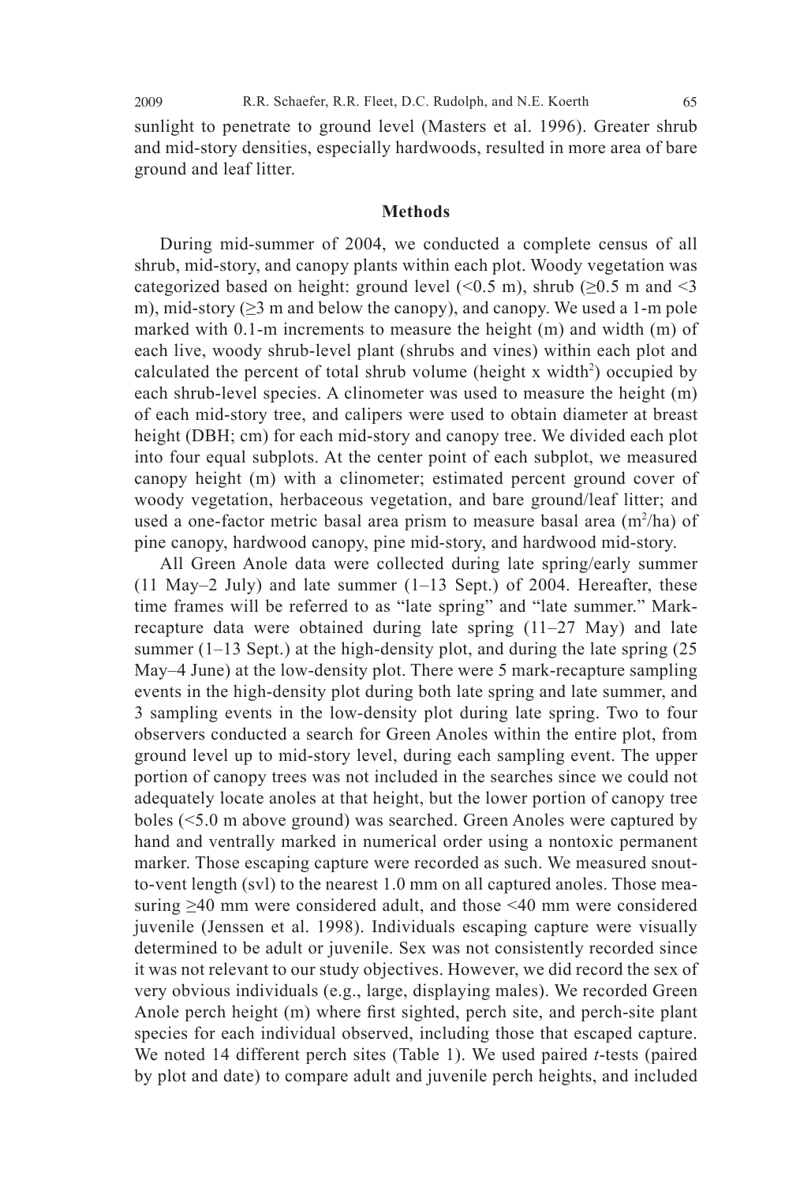sunlight to penetrate to ground level (Masters et al. 1996). Greater shrub and mid-story densities, especially hardwoods, resulted in more area of bare ground and leaf litter.

## Methods

During mid-summer of 2004, we conducted a complete census of all shrub, mid-story, and canopy plants within each plot. Woody vegetation was categorized based on height: ground level (<0.5 m), shrub (≥0.5 m and <3 m), mid-story (≥3 m and below the canopy), and canopy. We used a 1-m pole marked with 0.1-m increments to measure the height (m) and width (m) of each live, woody shrub-level plant (shrubs and vines) within each plot and calculated the percent of total shrub volume (height x width$^2$) occupied by each shrub-level species. A clinometer was used to measure the height (m) of each mid-story tree, and calipers were used to obtain diameter at breast height (DBH; cm) for each mid-story and canopy tree. We divided each plot into four equal subplots. At the center point of each subplot, we measured canopy height (m) with a clinometer; estimated percent ground cover of woody vegetation, herbaceous vegetation, and bare ground/leaf litter; and used a one-factor metric basal area prism to measure basal area (m$^2$/ha) of pine canopy, hardwood canopy, pine mid-story, and hardwood mid-story.

All Green Anole data were collected during late spring/early summer (11 May–2 July) and late summer (1–13 Sept.) of 2004. Hereafter, these time frames will be referred to as "late spring" and "late summer." Mark-recapture data were obtained during late spring (11–27 May) and late summer (1–13 Sept.) at the high-density plot, and during the late spring (25 May–4 June) at the low-density plot. There were 5 mark-recapture sampling events in the high-density plot during both late spring and late summer, and 3 sampling events in the low-density plot during late spring. Two to four observers conducted a search for Green Anoles within the entire plot, from ground level up to mid-story level, during each sampling event. The upper portion of canopy trees was not included in the searches since we could not adequately locate anoles at that height, but the lower portion of canopy tree boles (<5.0 m above ground) was searched. Green Anoles were captured by hand and ventrally marked in numerical order using a nontoxic permanent marker. Those escaping capture were recorded as such. We measured snout-to-vent length (svl) to the nearest 1.0 mm on all captured anoles. Those measuring ≥40 mm were considered adult, and those <40 mm were considered juvenile (Jenssen et al. 1998). Individuals escaping capture were visually determined to be adult or juvenile. Sex was not consistently recorded since it was not relevant to our study objectives. However, we did record the sex of very obvious individuals (e.g., large, displaying males). We recorded Green Anole perch height (m) where first sighted, perch site, and perch-site plant species for each individual observed, including those that escaped capture. We noted 14 different perch sites (Table 1). We used paired *t*-tests (paired by plot and date) to compare adult and juvenile perch heights, and included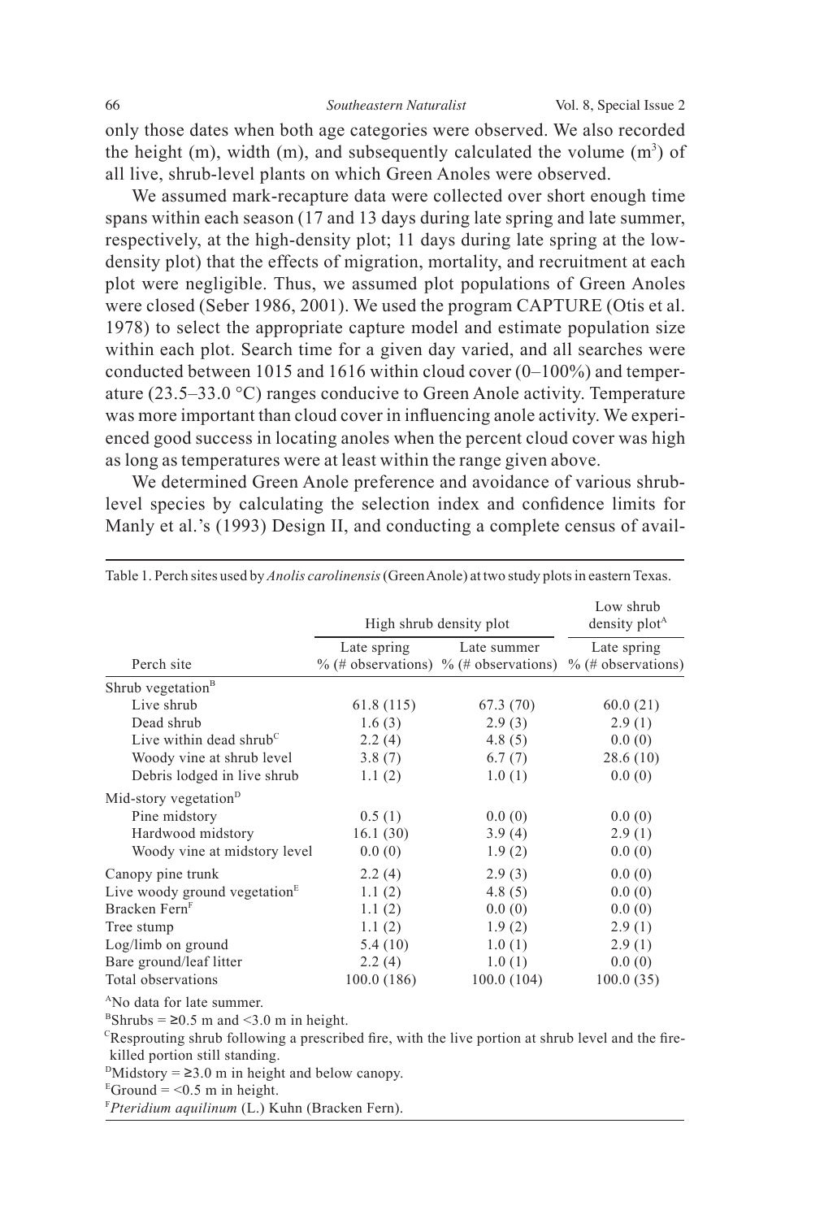only those dates when both age categories were observed. We also recorded the height (m), width (m), and subsequently calculated the volume ($m^3$) of all live, shrub-level plants on which Green Anoles were observed.

We assumed mark-recapture data were collected over short enough time spans within each season (17 and 13 days during late spring and late summer, respectively, at the high-density plot; 11 days during late spring at the low-density plot) that the effects of migration, mortality, and recruitment at each plot were negligible. Thus, we assumed plot populations of Green Anoles were closed (Seber 1986, 2001). We used the program CAPTURE (Otis et al. 1978) to select the appropriate capture model and estimate population size within each plot. Search time for a given day varied, and all searches were conducted between 1015 and 1616 within cloud cover (0–100%) and temperature (23.5–33.0 °C) ranges conducive to Green Anole activity. Temperature was more important than cloud cover in influencing anole activity. We experienced good success in locating anoles when the percent cloud cover was high as long as temperatures were at least within the range given above.

We determined Green Anole preference and avoidance of various shrub-level species by calculating the selection index and confidence limits for Manly et al.'s (1993) Design II, and conducting a complete census of avail-

Table 1. Perch sites used by *Anolis carolinensis* (Green Anole) at two study plots in eastern Texas.

| | High shrub density plot | | Low shrub density plot[A] |
|---|---|---|---|
| Perch site | Late spring % (# observations) | Late summer % (# observations) | Late spring % (# observations) |
| Shrub vegetation[B] | | | |
| Live shrub | 61.8 (115) | 67.3 (70) | 60.0 (21) |
| Dead shrub | 1.6 (3) | 2.9 (3) | 2.9 (1) |
| Live within dead shrub[C] | 2.2 (4) | 4.8 (5) | 0.0 (0) |
| Woody vine at shrub level | 3.8 (7) | 6.7 (7) | 28.6 (10) |
| Debris lodged in live shrub | 1.1 (2) | 1.0 (1) | 0.0 (0) |
| Mid-story vegetation[D] | | | |
| Pine midstory | 0.5 (1) | 0.0 (0) | 0.0 (0) |
| Hardwood midstory | 16.1 (30) | 3.9 (4) | 2.9 (1) |
| Woody vine at midstory level | 0.0 (0) | 1.9 (2) | 0.0 (0) |
| Canopy pine trunk | 2.2 (4) | 2.9 (3) | 0.0 (0) |
| Live woody ground vegetation[E] | 1.1 (2) | 4.8 (5) | 0.0 (0) |
| Bracken Fern[F] | 1.1 (2) | 0.0 (0) | 0.0 (0) |
| Tree stump | 1.1 (2) | 1.9 (2) | 2.9 (1) |
| Log/limb on ground | 5.4 (10) | 1.0 (1) | 2.9 (1) |
| Bare ground/leaf litter | 2.2 (4) | 1.0 (1) | 0.0 (0) |
| Total observations | 100.0 (186) | 100.0 (104) | 100.0 (35) |

[A]No data for late summer.
[B]Shrubs = ≥0.5 m and <3.0 m in height.
[C]Resprouting shrub following a prescribed fire, with the live portion at shrub level and the fire-killed portion still standing.
[D]Midstory = ≥3.0 m in height and below canopy.
[E]Ground = <0.5 m in height.
[F]*Pteridium aquilinum* (L.) Kuhn (Bracken Fern).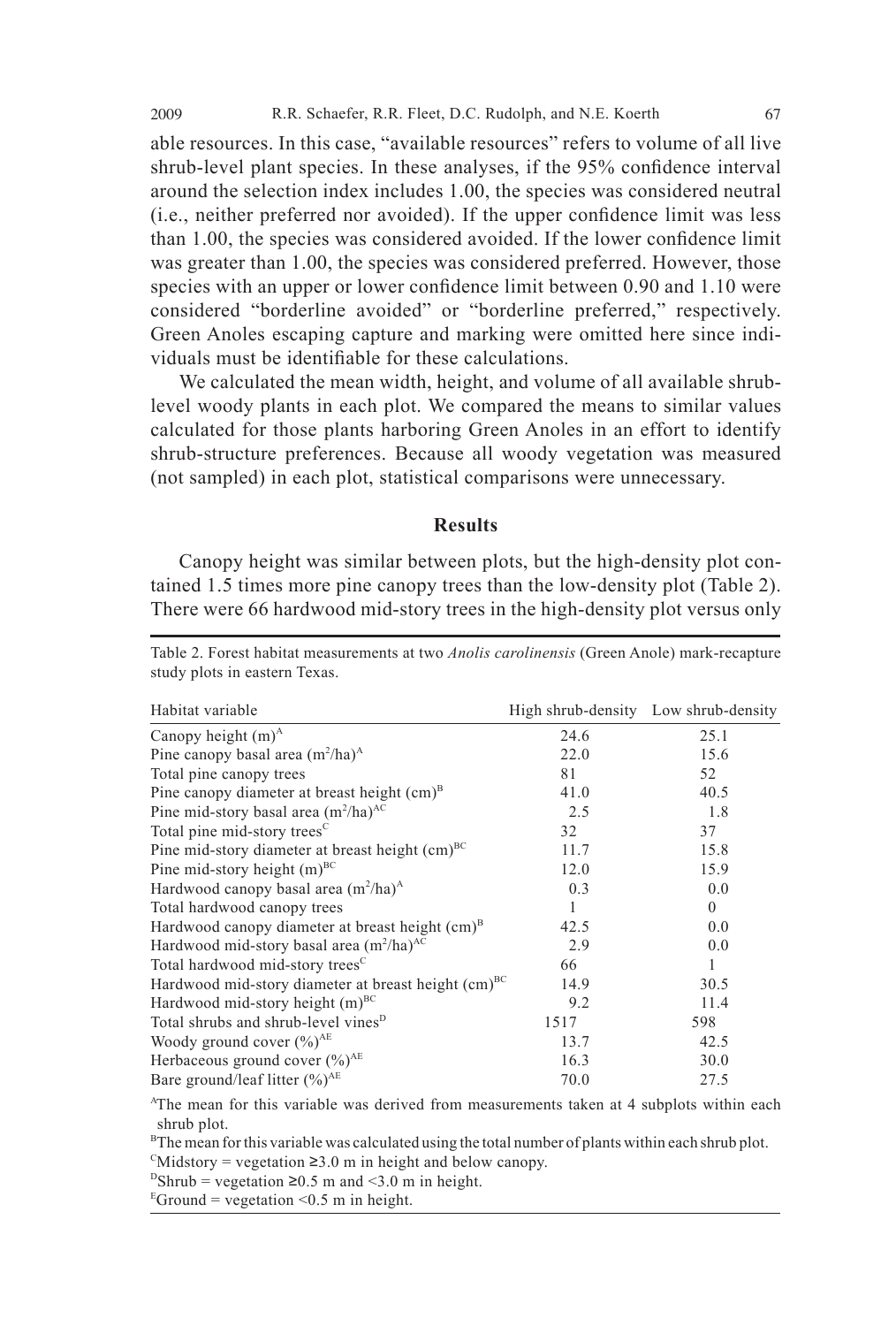able resources. In this case, "available resources" refers to volume of all live shrub-level plant species. In these analyses, if the 95% confidence interval around the selection index includes 1.00, the species was considered neutral (i.e., neither preferred nor avoided). If the upper confidence limit was less than 1.00, the species was considered avoided. If the lower confidence limit was greater than 1.00, the species was considered preferred. However, those species with an upper or lower confidence limit between 0.90 and 1.10 were considered "borderline avoided" or "borderline preferred," respectively. Green Anoles escaping capture and marking were omitted here since individuals must be identifiable for these calculations.

We calculated the mean width, height, and volume of all available shrub-level woody plants in each plot. We compared the means to similar values calculated for those plants harboring Green Anoles in an effort to identify shrub-structure preferences. Because all woody vegetation was measured (not sampled) in each plot, statistical comparisons were unnecessary.

## Results

Canopy height was similar between plots, but the high-density plot contained 1.5 times more pine canopy trees than the low-density plot (Table 2). There were 66 hardwood mid-story trees in the high-density plot versus only

Table 2. Forest habitat measurements at two *Anolis carolinensis* (Green Anole) mark-recapture study plots in eastern Texas.

| Habitat variable | High shrub-density | Low shrub-density |
|---|---|---|
| Canopy height (m)[A] | 24.6 | 25.1 |
| Pine canopy basal area ($m^2$/ha)[A] | 22.0 | 15.6 |
| Total pine canopy trees | 81 | 52 |
| Pine canopy diameter at breast height (cm)[B] | 41.0 | 40.5 |
| Pine mid-story basal area ($m^2$/ha)[AC] | 2.5 | 1.8 |
| Total pine mid-story trees[C] | 32 | 37 |
| Pine mid-story diameter at breast height (cm)[BC] | 11.7 | 15.8 |
| Pine mid-story height (m)[BC] | 12.0 | 15.9 |
| Hardwood canopy basal area ($m^2$/ha)[A] | 0.3 | 0.0 |
| Total hardwood canopy trees | 1 | 0 |
| Hardwood canopy diameter at breast height (cm)[B] | 42.5 | 0.0 |
| Hardwood mid-story basal area ($m^2$/ha)[AC] | 2.9 | 0.0 |
| Total hardwood mid-story trees[C] | 66 | 1 |
| Hardwood mid-story diameter at breast height (cm)[BC] | 14.9 | 30.5 |
| Hardwood mid-story height (m)[BC] | 9.2 | 11.4 |
| Total shrubs and shrub-level vines[D] | 1517 | 598 |
| Woody ground cover (%)[AE] | 13.7 | 42.5 |
| Herbaceous ground cover (%)[AE] | 16.3 | 30.0 |
| Bare ground/leaf litter (%)[AE] | 70.0 | 27.5 |

[A]The mean for this variable was derived from measurements taken at 4 subplots within each shrub plot.
[B]The mean for this variable was calculated using the total number of plants within each shrub plot.
[C]Midstory = vegetation ≥3.0 m in height and below canopy.
[D]Shrub = vegetation ≥0.5 m and <3.0 m in height.
[E]Ground = vegetation <0.5 m in height.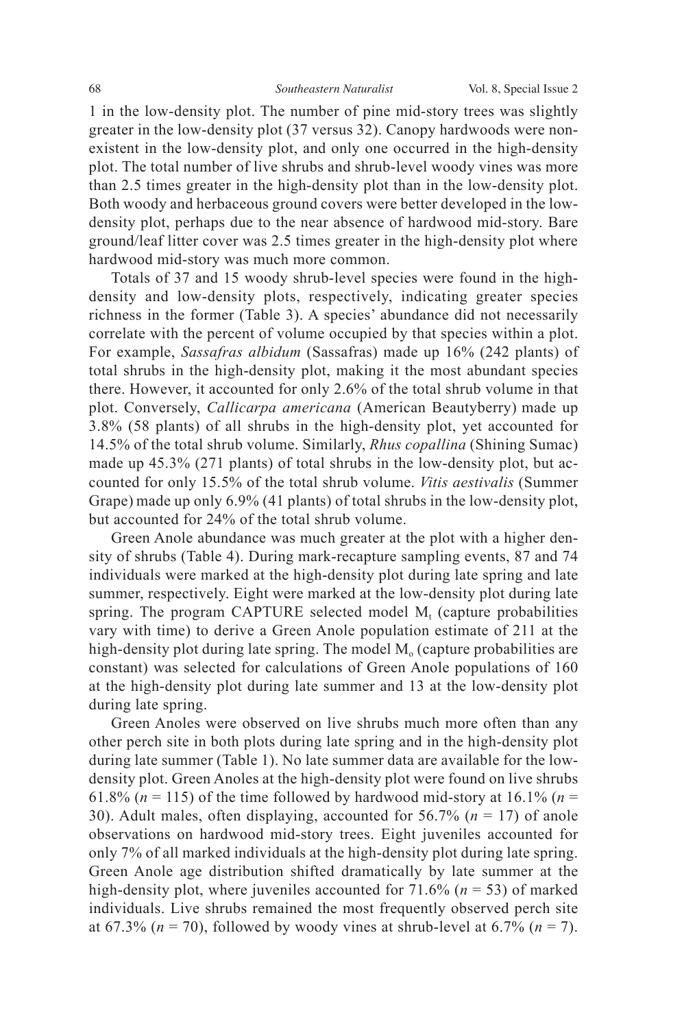1 in the low-density plot. The number of pine mid-story trees was slightly greater in the low-density plot (37 versus 32). Canopy hardwoods were non-existent in the low-density plot, and only one occurred in the high-density plot. The total number of live shrubs and shrub-level woody vines was more than 2.5 times greater in the high-density plot than in the low-density plot. Both woody and herbaceous ground covers were better developed in the low-density plot, perhaps due to the near absence of hardwood mid-story. Bare ground/leaf litter cover was 2.5 times greater in the high-density plot where hardwood mid-story was much more common.

Totals of 37 and 15 woody shrub-level species were found in the high-density and low-density plots, respectively, indicating greater species richness in the former (Table 3). A species' abundance did not necessarily correlate with the percent of volume occupied by that species within a plot. For example, *Sassafras albidum* (Sassafras) made up 16% (242 plants) of total shrubs in the high-density plot, making it the most abundant species there. However, it accounted for only 2.6% of the total shrub volume in that plot. Conversely, *Callicarpa americana* (American Beautyberry) made up 3.8% (58 plants) of all shrubs in the high-density plot, yet accounted for 14.5% of the total shrub volume. Similarly, *Rhus copallina* (Shining Sumac) made up 45.3% (271 plants) of total shrubs in the low-density plot, but accounted for only 15.5% of the total shrub volume. *Vitis aestivalis* (Summer Grape) made up only 6.9% (41 plants) of total shrubs in the low-density plot, but accounted for 24% of the total shrub volume.

Green Anole abundance was much greater at the plot with a higher density of shrubs (Table 4). During mark-recapture sampling events, 87 and 74 individuals were marked at the high-density plot during late spring and late summer, respectively. Eight were marked at the low-density plot during late spring. The program CAPTURE selected model $M_t$ (capture probabilities vary with time) to derive a Green Anole population estimate of 211 at the high-density plot during late spring. The model $M_o$ (capture probabilities are constant) was selected for calculations of Green Anole populations of 160 at the high-density plot during late summer and 13 at the low-density plot during late spring.

Green Anoles were observed on live shrubs much more often than any other perch site in both plots during late spring and in the high-density plot during late summer (Table 1). No late summer data are available for the low-density plot. Green Anoles at the high-density plot were found on live shrubs 61.8% ($n$ = 115) of the time followed by hardwood mid-story at 16.1% ($n$ = 30). Adult males, often displaying, accounted for 56.7% ($n$ = 17) of anole observations on hardwood mid-story trees. Eight juveniles accounted for only 7% of all marked individuals at the high-density plot during late spring. Green Anole age distribution shifted dramatically by late summer at the high-density plot, where juveniles accounted for 71.6% ($n$ = 53) of marked individuals. Live shrubs remained the most frequently observed perch site at 67.3% ($n$ = 70), followed by woody vines at shrub-level at 6.7% ($n$ = 7).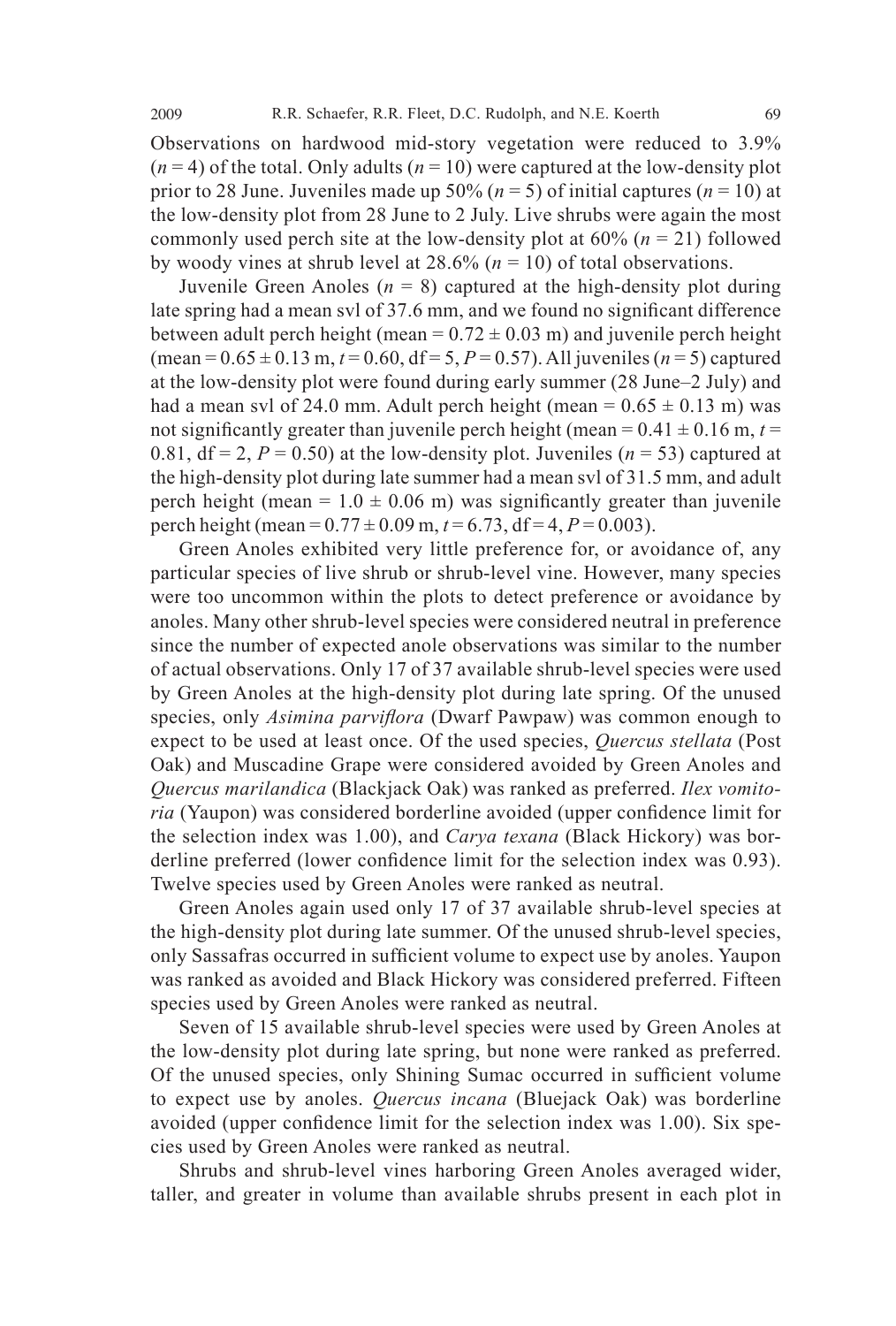Observations on hardwood mid-story vegetation were reduced to 3.9% ($n$ = 4) of the total. Only adults ($n$ = 10) were captured at the low-density plot prior to 28 June. Juveniles made up 50% ($n$ = 5) of initial captures ($n$ = 10) at the low-density plot from 28 June to 2 July. Live shrubs were again the most commonly used perch site at the low-density plot at 60% ($n$ = 21) followed by woody vines at shrub level at 28.6% ($n$ = 10) of total observations.

Juvenile Green Anoles ($n$ = 8) captured at the high-density plot during late spring had a mean svl of 37.6 mm, and we found no significant difference between adult perch height (mean = 0.72 ± 0.03 m) and juvenile perch height (mean = 0.65 ± 0.13 m, $t$ = 0.60, df = 5, $P$ = 0.57). All juveniles ($n$ = 5) captured at the low-density plot were found during early summer (28 June–2 July) and had a mean svl of 24.0 mm. Adult perch height (mean = 0.65 ± 0.13 m) was not significantly greater than juvenile perch height (mean = 0.41 ± 0.16 m, $t$ = 0.81, df = 2, $P$ = 0.50) at the low-density plot. Juveniles ($n$ = 53) captured at the high-density plot during late summer had a mean svl of 31.5 mm, and adult perch height (mean = 1.0 ± 0.06 m) was significantly greater than juvenile perch height (mean = 0.77 ± 0.09 m, $t$ = 6.73, df = 4, $P$ = 0.003).

Green Anoles exhibited very little preference for, or avoidance of, any particular species of live shrub or shrub-level vine. However, many species were too uncommon within the plots to detect preference or avoidance by anoles. Many other shrub-level species were considered neutral in preference since the number of expected anole observations was similar to the number of actual observations. Only 17 of 37 available shrub-level species were used by Green Anoles at the high-density plot during late spring. Of the unused species, only *Asimina parviflora* (Dwarf Pawpaw) was common enough to expect to be used at least once. Of the used species, *Quercus stellata* (Post Oak) and Muscadine Grape were considered avoided by Green Anoles and *Quercus marilandica* (Blackjack Oak) was ranked as preferred. *Ilex vomitoria* (Yaupon) was considered borderline avoided (upper confidence limit for the selection index was 1.00), and *Carya texana* (Black Hickory) was borderline preferred (lower confidence limit for the selection index was 0.93). Twelve species used by Green Anoles were ranked as neutral.

Green Anoles again used only 17 of 37 available shrub-level species at the high-density plot during late summer. Of the unused shrub-level species, only Sassafras occurred in sufficient volume to expect use by anoles. Yaupon was ranked as avoided and Black Hickory was considered preferred. Fifteen species used by Green Anoles were ranked as neutral.

Seven of 15 available shrub-level species were used by Green Anoles at the low-density plot during late spring, but none were ranked as preferred. Of the unused species, only Shining Sumac occurred in sufficient volume to expect use by anoles. *Quercus incana* (Bluejack Oak) was borderline avoided (upper confidence limit for the selection index was 1.00). Six species used by Green Anoles were ranked as neutral.

Shrubs and shrub-level vines harboring Green Anoles averaged wider, taller, and greater in volume than available shrubs present in each plot in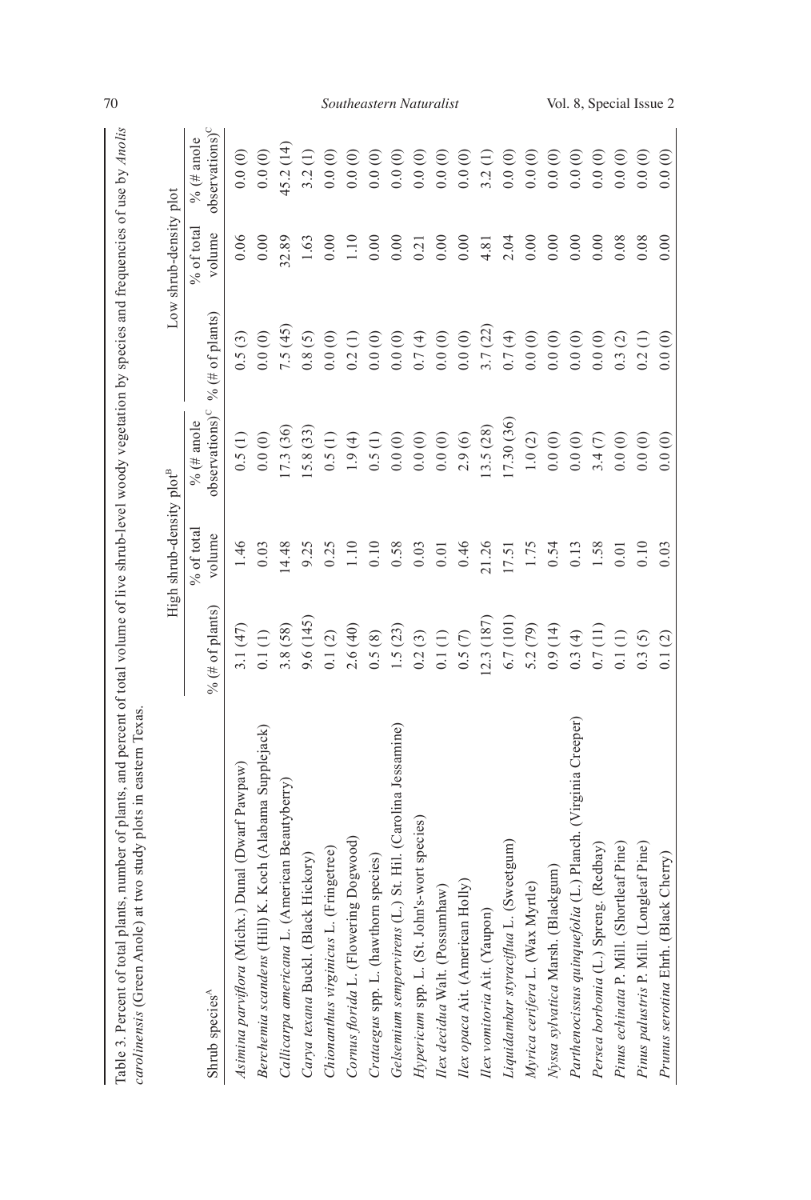Table 3. Percent of total plants, number of plants, and percent of total volume of live shrub-level woody vegetation by species and frequencies of use by *Anolis carolinensis* (Green Anole) at two study plots in eastern Texas.

| Shrub species[A] | High shrub-density plot[B] | | | Low shrub-density plot | | |
|---|---|---|---|---|---|---|
| | % (# of plants) | % of total volume | % (# anole observations)[C] | % (# of plants) | % of total volume | % (# anole observations)[C] |
| *Asimina parviflora* (Michx.) Dunal (Dwarf Pawpaw) | 3.1 (47) | 1.46 | 0.5 (1) | 0.5 (3) | 0.06 | 0.0 (0) |
| *Berchemia scandens* (Hill) K. Koch (Alabama Supplejack) | 0.1 (1) | 0.03 | 0.0 (0) | 0.0 (0) | 0.00 | 0.0 (0) |
| *Callicarpa americana* L. (American Beautyberry) | 3.8 (58) | 14.48 | 17.3 (36) | 7.5 (45) | 32.89 | 45.2 (14) |
| *Carya texana* Buckl. (Black Hickory) | 9.6 (145) | 9.25 | 15.8 (33) | 0.8 (5) | 1.63 | 3.2 (1) |
| *Chionanthus virginicus* L. (Fringetree) | 0.1 (2) | 0.25 | 0.5 (1) | 0.0 (0) | 0.00 | 0.0 (0) |
| *Cornus florida* L. (Flowering Dogwood) | 2.6 (40) | 1.10 | 1.9 (4) | 0.2 (1) | 1.10 | 0.0 (0) |
| *Crataegus* spp. L. (hawthorn species) | 0.5 (8) | 0.10 | 0.5 (1) | 0.0 (0) | 0.00 | 0.0 (0) |
| *Gelsemium sempervirens* (L.) St. Hil. (Carolina Jessamine) | 1.5 (23) | 0.58 | 0.0 (0) | 0.0 (0) | 0.00 | 0.0 (0) |
| *Hypericum* spp. L. (St. John's-wort species) | 0.2 (3) | 0.03 | 0.0 (0) | 0.7 (4) | 0.21 | 0.0 (0) |
| *Ilex decidua* Walt. (Possumhaw) | 0.1 (1) | 0.01 | 0.0 (0) | 0.0 (0) | 0.00 | 0.0 (0) |
| *Ilex opaca* Ait. (American Holly) | 0.5 (7) | 0.46 | 2.9 (6) | 0.0 (0) | 0.00 | 0.0 (0) |
| *Ilex vomitoria* Ait. (Yaupon) | 12.3 (187) | 21.26 | 13.5 (28) | 3.7 (22) | 4.81 | 3.2 (1) |
| *Liquidambar styraciflua* L. (Sweetgum) | 6.7 (101) | 17.51 | 17.30 (36) | 0.7 (4) | 2.04 | 0.0 (0) |
| *Myrica cerifera* L. (Wax Myrtle) | 5.2 (79) | 1.75 | 1.0 (2) | 0.0 (0) | 0.00 | 0.0 (0) |
| *Nyssa sylvatica* Marsh. (Blackgum) | 0.9 (14) | 0.54 | 0.0 (0) | 0.0 (0) | 0.00 | 0.0 (0) |
| *Parthenocissus quinquefolia* (L.) Planch. (Virginia Creeper) | 0.3 (4) | 0.13 | 0.0 (0) | 0.0 (0) | 0.00 | 0.0 (0) |
| *Persea borbonia* (L.) Spreng. (Redbay) | 0.7 (11) | 1.58 | 3.4 (7) | 0.0 (0) | 0.00 | 0.0 (0) |
| *Pinus echinata* P. Mill. (Shortleaf Pine) | 0.1 (1) | 0.01 | 0.0 (0) | 0.3 (2) | 0.08 | 0.0 (0) |
| *Pinus palustris* P. Mill. (Longleaf Pine) | 0.3 (5) | 0.10 | 0.0 (0) | 0.2 (1) | 0.08 | 0.0 (0) |
| *Prunus serotina* Ehrh. (Black Cherry) | 0.1 (2) | 0.03 | 0.0 (0) | 0.0 (0) | 0.00 | 0.0 (0) |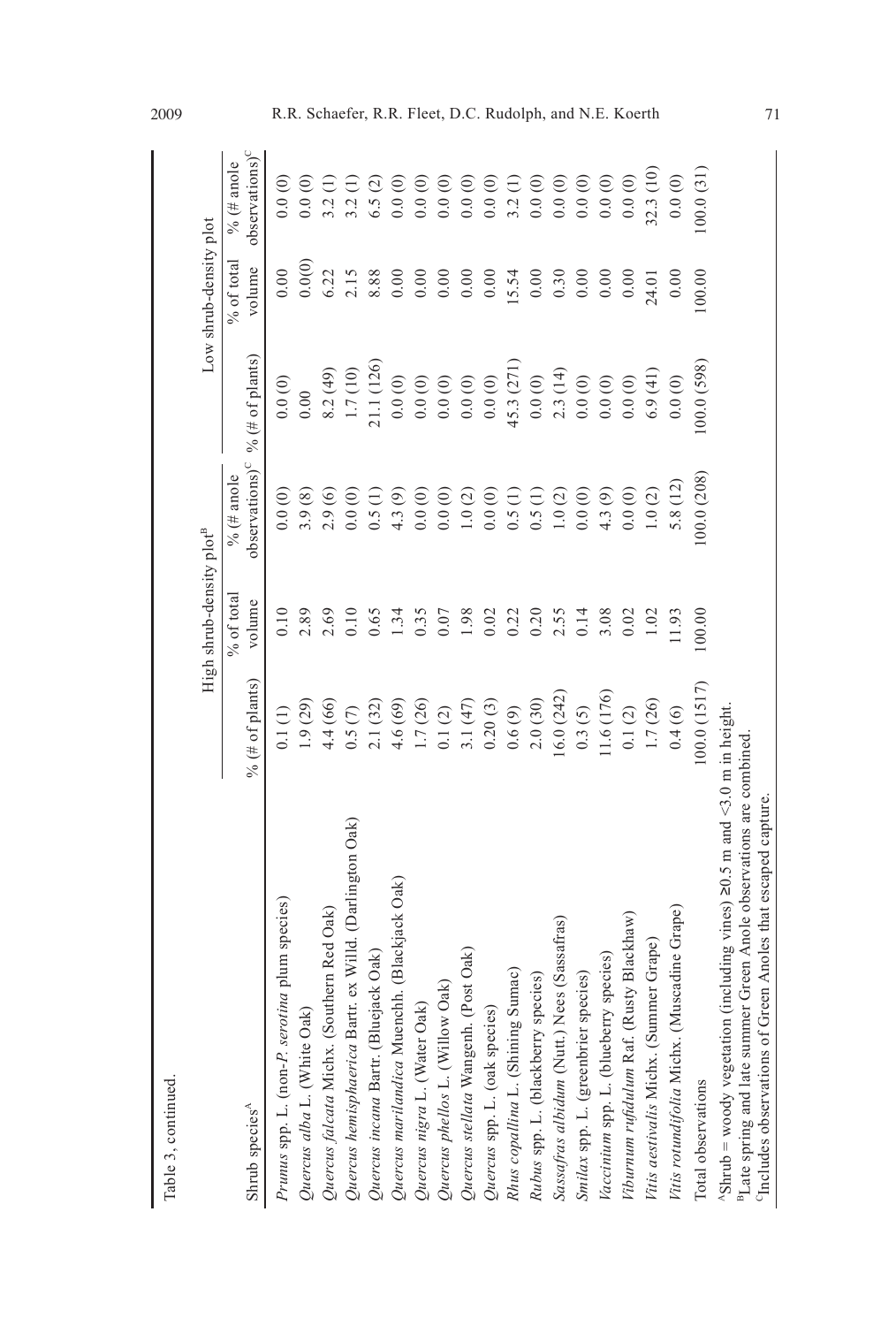Table 3, continued.

| Shrub species[A] | High shrub-density plot[B] | | | Low shrub-density plot | | |
|---|---|---|---|---|---|---|
| | % (# of plants) | % of total volume | % (# anole observations)[C] | % (# of plants) | % of total volume | % (# anole observations)[C] |
| *Prunus* spp. L. (non-*P. serotina* plum species) | 0.1 (1) | 0.10 | 0.0 (0) | 0.0 (0) | 0.00 | 0.0 (0) |
| *Quercus alba* L. (White Oak) | 1.9 (29) | 2.89 | 3.9 (8) | 0.00 | 0.0(0) | 0.0 (0) |
| *Quercus falcata* Michx. (Southern Red Oak) | 4.4 (66) | 2.69 | 2.9 (6) | 8.2 (49) | 6.22 | 3.2 (1) |
| *Quercus hemisphaerica* Bartr. ex Willd. (Darlington Oak) | 0.5 (7) | 0.10 | 0.0 (0) | 1.7 (10) | 2.15 | 3.2 (1) |
| *Quercus incana* Bartr. (Bluejack Oak) | 2.1 (32) | 0.65 | 0.5 (1) | 21.1 (126) | 8.88 | 6.5 (2) |
| *Quercus marilandica* Muenchh. (Blackjack Oak) | 4.6 (69) | 1.34 | 4.3 (9) | 0.0 (0) | 0.00 | 0.0 (0) |
| *Quercus nigra* L. (Water Oak) | 1.7 (26) | 0.35 | 0.0 (0) | 0.0 (0) | 0.00 | 0.0 (0) |
| *Quercus phellos* L. (Willow Oak) | 0.1 (2) | 0.07 | 0.0 (0) | 0.0 (0) | 0.00 | 0.0 (0) |
| *Quercus stellata* Wangenh. (Post Oak) | 3.1 (47) | 1.98 | 1.0 (2) | 0.0 (0) | 0.00 | 0.0 (0) |
| *Quercus* spp. L. (oak species) | 0.20 (3) | 0.02 | 0.0 (0) | 0.0 (0) | 0.00 | 0.0 (0) |
| *Rhus copallina* L. (Shining Sumac) | 0.6 (9) | 0.22 | 0.5 (1) | 45.3 (271) | 15.54 | 3.2 (1) |
| *Rubus* spp. L. (blackberry species) | 2.0 (30) | 0.20 | 0.5 (1) | 0.0 (0) | 0.00 | 0.0 (0) |
| *Sassafras albidum* (Nutt.) Nees (Sassafras) | 16.0 (242) | 2.55 | 1.0 (2) | 2.3 (14) | 0.30 | 0.0 (0) |
| *Smilax* spp. L. (greenbrier species) | 0.3 (5) | 0.14 | 0.0 (0) | 0.0 (0) | 0.00 | 0.0 (0) |
| *Vaccinium* spp. L. (blueberry species) | 11.6 (176) | 3.08 | 4.3 (9) | 0.0 (0) | 0.00 | 0.0 (0) |
| *Viburnum rufidulum* Raf. (Rusty Blackhaw) | 0.1 (2) | 0.02 | 0.0 (0) | 0.0 (0) | 0.00 | 0.0 (0) |
| *Vitis aestivalis* Michx. (Summer Grape) | 1.7 (26) | 1.02 | 1.0 (2) | 6.9 (41) | 24.01 | 32.3 (10) |
| *Vitis rotundifolia* Michx. (Muscadine Grape) | 0.4 (6) | 11.93 | 5.8 (12) | 0.0 (0) | 0.00 | 0.0 (0) |
| Total observations | 100.0 (1517) | 100.00 | 100.0 (208) | 100.0 (598) | 100.00 | 100.0 (31) |

[A]Shrub = woody vegetation (including vines) ≥0.5 m and <3.0 m in height.
[B]Late spring and late summer Green Anole observations are combined.
[C]Includes observations of Green Anoles that escaped capture.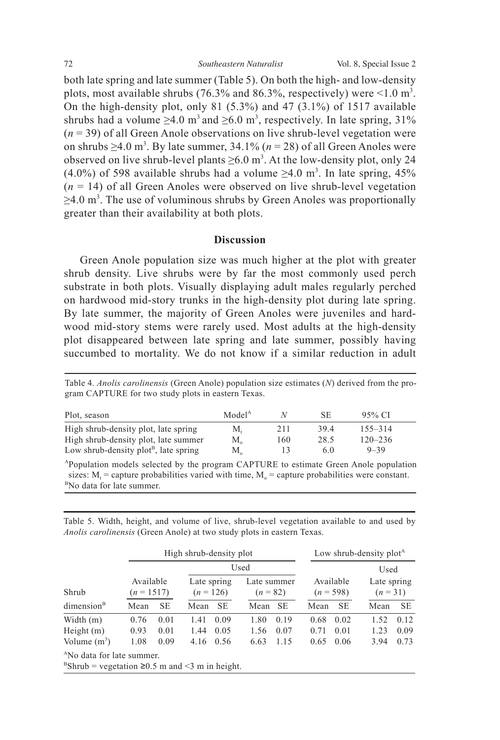both late spring and late summer (Table 5). On both the high- and low-density plots, most available shrubs (76.3% and 86.3%, respectively) were <1.0 $m^3$. On the high-density plot, only 81 (5.3%) and 47 (3.1%) of 1517 available shrubs had a volume ≥4.0 $m^3$ and ≥6.0 $m^3$, respectively. In late spring, 31% (*n* = 39) of all Green Anole observations on live shrub-level vegetation were on shrubs ≥4.0 $m^3$. By late summer, 34.1% (*n* = 28) of all Green Anoles were observed on live shrub-level plants ≥6.0 $m^3$. At the low-density plot, only 24 (4.0%) of 598 available shrubs had a volume ≥4.0 $m^3$. In late spring, 45% (*n* = 14) of all Green Anoles were observed on live shrub-level vegetation ≥4.0 $m^3$. The use of voluminous shrubs by Green Anoles was proportionally greater than their availability at both plots.

## Discussion

Green Anole population size was much higher at the plot with greater shrub density. Live shrubs were by far the most commonly used perch substrate in both plots. Visually displaying adult males regularly perched on hardwood mid-story trunks in the high-density plot during late spring. By late summer, the majority of Green Anoles were juveniles and hardwood mid-story stems were rarely used. Most adults at the high-density plot disappeared between late spring and late summer, possibly having succumbed to mortality. We do not know if a similar reduction in adult

Table 4. *Anolis carolinensis* (Green Anole) population size estimates (*N*) derived from the program CAPTURE for two study plots in eastern Texas.

| Plot, season | Model[A] | *N* | SE | 95% CI |
|---|---|---|---|---|
| High shrub-density plot, late spring | $M_t$ | 211 | 39.4 | 155–314 |
| High shrub-density plot, late summer | $M_o$ | 160 | 28.5 | 120–236 |
| Low shrub-density plot[B], late spring | $M_o$ | 13 | 6.0 | 9–39 |

[A]Population models selected by the program CAPTURE to estimate Green Anole population sizes: $M_t$ = capture probabilities varied with time, $M_o$ = capture probabilities were constant.
[B]No data for late summer.

Table 5. Width, height, and volume of live, shrub-level vegetation available to and used by *Anolis carolinensis* (Green Anole) at two study plots in eastern Texas.

| | High shrub-density plot | | | | | | Low shrub-density plot[A] | | | |
|---|---|---|---|---|---|---|---|---|---|---|
| | | | Used | | | | | | Used | |
| Shrub | Available (*n* = 1517) | | Late spring (*n* = 126) | | Late summer (*n* = 82) | | Available (*n* = 598) | | Late spring (*n* = 31) | |
| dimension[B] | Mean | SE | Mean | SE | Mean | SE | Mean | SE | Mean | SE |
| Width (m) | 0.76 | 0.01 | 1.41 | 0.09 | 1.80 | 0.19 | 0.68 | 0.02 | 1.52 | 0.12 |
| Height (m) | 0.93 | 0.01 | 1.44 | 0.05 | 1.56 | 0.07 | 0.71 | 0.01 | 1.23 | 0.09 |
| Volume ($m^3$) | 1.08 | 0.09 | 4.16 | 0.56 | 6.63 | 1.15 | 0.65 | 0.06 | 3.94 | 0.73 |

[A]No data for late summer.
[B]Shrub = vegetation ≥0.5 m and <3 m in height.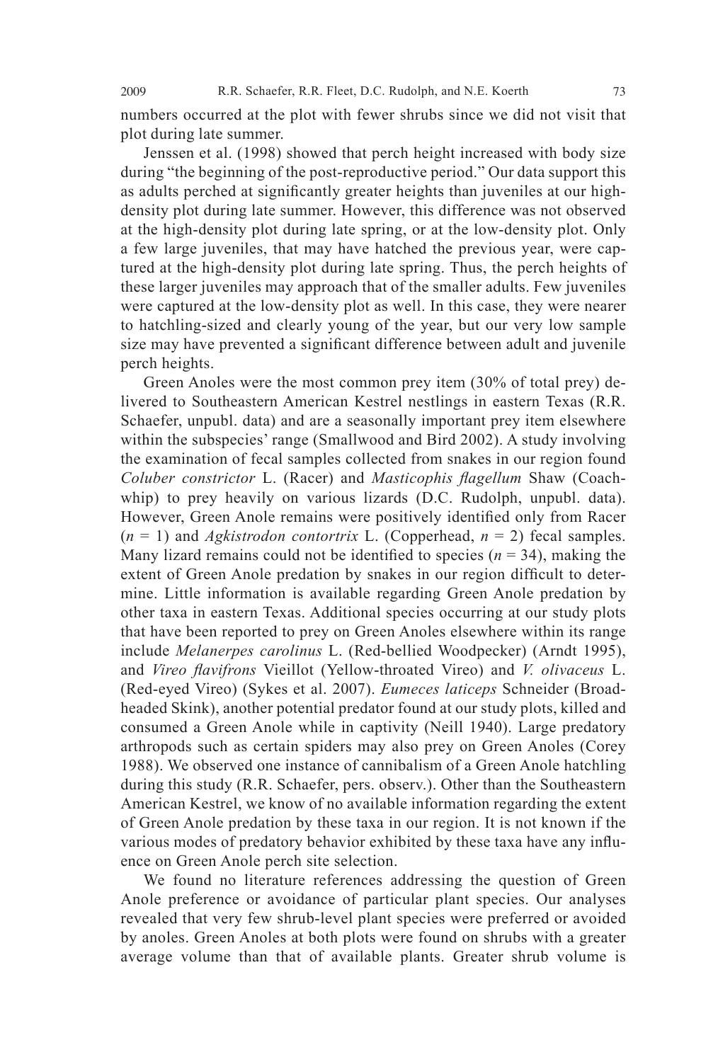numbers occurred at the plot with fewer shrubs since we did not visit that plot during late summer.

Jenssen et al. (1998) showed that perch height increased with body size during "the beginning of the post-reproductive period." Our data support this as adults perched at significantly greater heights than juveniles at our high-density plot during late summer. However, this difference was not observed at the high-density plot during late spring, or at the low-density plot. Only a few large juveniles, that may have hatched the previous year, were captured at the high-density plot during late spring. Thus, the perch heights of these larger juveniles may approach that of the smaller adults. Few juveniles were captured at the low-density plot as well. In this case, they were nearer to hatchling-sized and clearly young of the year, but our very low sample size may have prevented a significant difference between adult and juvenile perch heights.

Green Anoles were the most common prey item (30% of total prey) delivered to Southeastern American Kestrel nestlings in eastern Texas (R.R. Schaefer, unpubl. data) and are a seasonally important prey item elsewhere within the subspecies' range (Smallwood and Bird 2002). A study involving the examination of fecal samples collected from snakes in our region found *Coluber constrictor* L. (Racer) and *Masticophis flagellum* Shaw (Coachwhip) to prey heavily on various lizards (D.C. Rudolph, unpubl. data). However, Green Anole remains were positively identified only from Racer ($n = 1$) and *Agkistrodon contortrix* L. (Copperhead, $n = 2$) fecal samples. Many lizard remains could not be identified to species ($n = 34$), making the extent of Green Anole predation by snakes in our region difficult to determine. Little information is available regarding Green Anole predation by other taxa in eastern Texas. Additional species occurring at our study plots that have been reported to prey on Green Anoles elsewhere within its range include *Melanerpes carolinus* L. (Red-bellied Woodpecker) (Arndt 1995), and *Vireo flavifrons* Vieillot (Yellow-throated Vireo) and *V. olivaceus* L. (Red-eyed Vireo) (Sykes et al. 2007). *Eumeces laticeps* Schneider (Broad-headed Skink), another potential predator found at our study plots, killed and consumed a Green Anole while in captivity (Neill 1940). Large predatory arthropods such as certain spiders may also prey on Green Anoles (Corey 1988). We observed one instance of cannibalism of a Green Anole hatchling during this study (R.R. Schaefer, pers. observ.). Other than the Southeastern American Kestrel, we know of no available information regarding the extent of Green Anole predation by these taxa in our region. It is not known if the various modes of predatory behavior exhibited by these taxa have any influence on Green Anole perch site selection.

We found no literature references addressing the question of Green Anole preference or avoidance of particular plant species. Our analyses revealed that very few shrub-level plant species were preferred or avoided by anoles. Green Anoles at both plots were found on shrubs with a greater average volume than that of available plants. Greater shrub volume is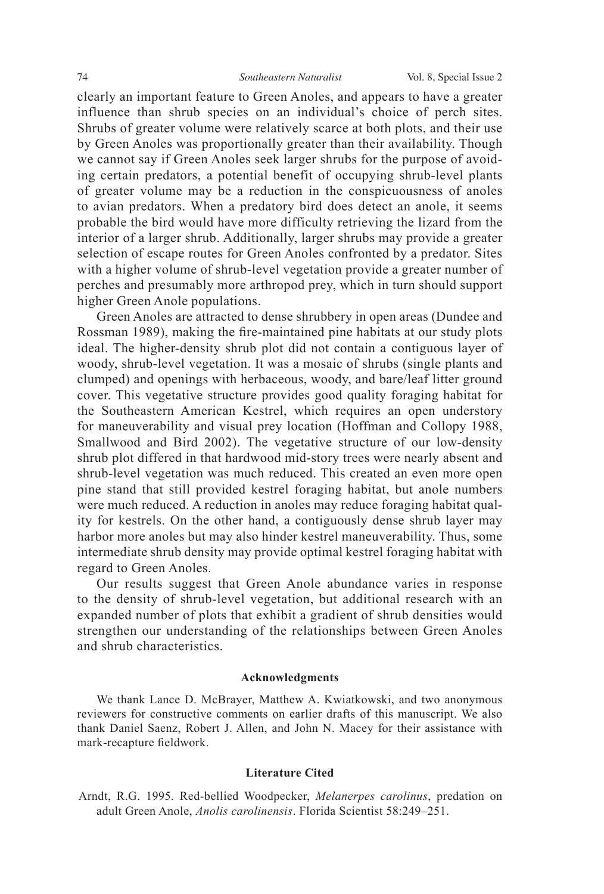clearly an important feature to Green Anoles, and appears to have a greater influence than shrub species on an individual's choice of perch sites. Shrubs of greater volume were relatively scarce at both plots, and their use by Green Anoles was proportionally greater than their availability. Though we cannot say if Green Anoles seek larger shrubs for the purpose of avoiding certain predators, a potential benefit of occupying shrub-level plants of greater volume may be a reduction in the conspicuousness of anoles to avian predators. When a predatory bird does detect an anole, it seems probable the bird would have more difficulty retrieving the lizard from the interior of a larger shrub. Additionally, larger shrubs may provide a greater selection of escape routes for Green Anoles confronted by a predator. Sites with a higher volume of shrub-level vegetation provide a greater number of perches and presumably more arthropod prey, which in turn should support higher Green Anole populations.

Green Anoles are attracted to dense shrubbery in open areas (Dundee and Rossman 1989), making the fire-maintained pine habitats at our study plots ideal. The higher-density shrub plot did not contain a contiguous layer of woody, shrub-level vegetation. It was a mosaic of shrubs (single plants and clumped) and openings with herbaceous, woody, and bare/leaf litter ground cover. This vegetative structure provides good quality foraging habitat for the Southeastern American Kestrel, which requires an open understory for maneuverability and visual prey location (Hoffman and Collopy 1988, Smallwood and Bird 2002). The vegetative structure of our low-density shrub plot differed in that hardwood mid-story trees were nearly absent and shrub-level vegetation was much reduced. This created an even more open pine stand that still provided kestrel foraging habitat, but anole numbers were much reduced. A reduction in anoles may reduce foraging habitat quality for kestrels. On the other hand, a contiguously dense shrub layer may harbor more anoles but may also hinder kestrel maneuverability. Thus, some intermediate shrub density may provide optimal kestrel foraging habitat with regard to Green Anoles.

Our results suggest that Green Anole abundance varies in response to the density of shrub-level vegetation, but additional research with an expanded number of plots that exhibit a gradient of shrub densities would strengthen our understanding of the relationships between Green Anoles and shrub characteristics.

## Acknowledgments

We thank Lance D. McBrayer, Matthew A. Kwiatkowski, and two anonymous reviewers for constructive comments on earlier drafts of this manuscript. We also thank Daniel Saenz, Robert J. Allen, and John N. Macey for their assistance with mark-recapture fieldwork.

## Literature Cited

Arndt, R.G. 1995. Red-bellied Woodpecker, *Melanerpes carolinus*, predation on adult Green Anole, *Anolis carolinensis*. Florida Scientist 58:249–251.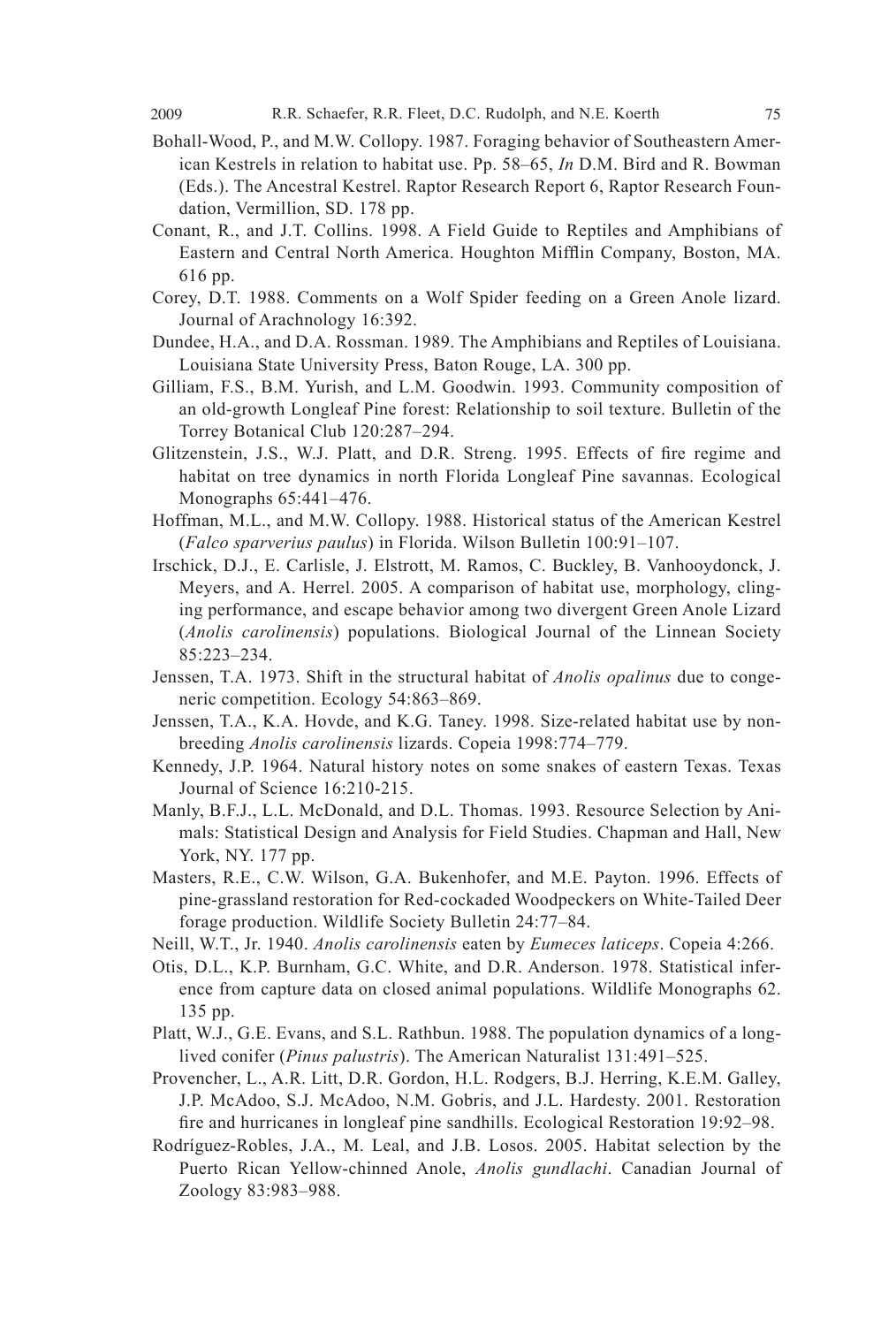Bohall-Wood, P., and M.W. Collopy. 1987. Foraging behavior of Southeastern American Kestrels in relation to habitat use. Pp. 58–65, *In* D.M. Bird and R. Bowman (Eds.). The Ancestral Kestrel. Raptor Research Report 6, Raptor Research Foundation, Vermillion, SD. 178 pp.

Conant, R., and J.T. Collins. 1998. A Field Guide to Reptiles and Amphibians of Eastern and Central North America. Houghton Mifflin Company, Boston, MA. 616 pp.

Corey, D.T. 1988. Comments on a Wolf Spider feeding on a Green Anole lizard. Journal of Arachnology 16:392.

Dundee, H.A., and D.A. Rossman. 1989. The Amphibians and Reptiles of Louisiana. Louisiana State University Press, Baton Rouge, LA. 300 pp.

Gilliam, F.S., B.M. Yurish, and L.M. Goodwin. 1993. Community composition of an old-growth Longleaf Pine forest: Relationship to soil texture. Bulletin of the Torrey Botanical Club 120:287–294.

Glitzenstein, J.S., W.J. Platt, and D.R. Streng. 1995. Effects of fire regime and habitat on tree dynamics in north Florida Longleaf Pine savannas. Ecological Monographs 65:441–476.

Hoffman, M.L., and M.W. Collopy. 1988. Historical status of the American Kestrel (*Falco sparverius paulus*) in Florida. Wilson Bulletin 100:91–107.

Irschick, D.J., E. Carlisle, J. Elstrott, M. Ramos, C. Buckley, B. Vanhooydonck, J. Meyers, and A. Herrel. 2005. A comparison of habitat use, morphology, clinging performance, and escape behavior among two divergent Green Anole Lizard (*Anolis carolinensis*) populations. Biological Journal of the Linnean Society 85:223–234.

Jenssen, T.A. 1973. Shift in the structural habitat of *Anolis opalinus* due to congeneric competition. Ecology 54:863–869.

Jenssen, T.A., K.A. Hovde, and K.G. Taney. 1998. Size-related habitat use by nonbreeding *Anolis carolinensis* lizards. Copeia 1998:774–779.

Kennedy, J.P. 1964. Natural history notes on some snakes of eastern Texas. Texas Journal of Science 16:210-215.

Manly, B.F.J., L.L. McDonald, and D.L. Thomas. 1993. Resource Selection by Animals: Statistical Design and Analysis for Field Studies. Chapman and Hall, New York, NY. 177 pp.

Masters, R.E., C.W. Wilson, G.A. Bukenhofer, and M.E. Payton. 1996. Effects of pine-grassland restoration for Red-cockaded Woodpeckers on White-Tailed Deer forage production. Wildlife Society Bulletin 24:77–84.

Neill, W.T., Jr. 1940. *Anolis carolinensis* eaten by *Eumeces laticeps*. Copeia 4:266.

Otis, D.L., K.P. Burnham, G.C. White, and D.R. Anderson. 1978. Statistical inference from capture data on closed animal populations. Wildlife Monographs 62. 135 pp.

Platt, W.J., G.E. Evans, and S.L. Rathbun. 1988. The population dynamics of a long-lived conifer (*Pinus palustris*). The American Naturalist 131:491–525.

Provencher, L., A.R. Litt, D.R. Gordon, H.L. Rodgers, B.J. Herring, K.E.M. Galley, J.P. McAdoo, S.J. McAdoo, N.M. Gobris, and J.L. Hardesty. 2001. Restoration fire and hurricanes in longleaf pine sandhills. Ecological Restoration 19:92–98.

Rodríguez-Robles, J.A., M. Leal, and J.B. Losos. 2005. Habitat selection by the Puerto Rican Yellow-chinned Anole, *Anolis gundlachi*. Canadian Journal of Zoology 83:983–988.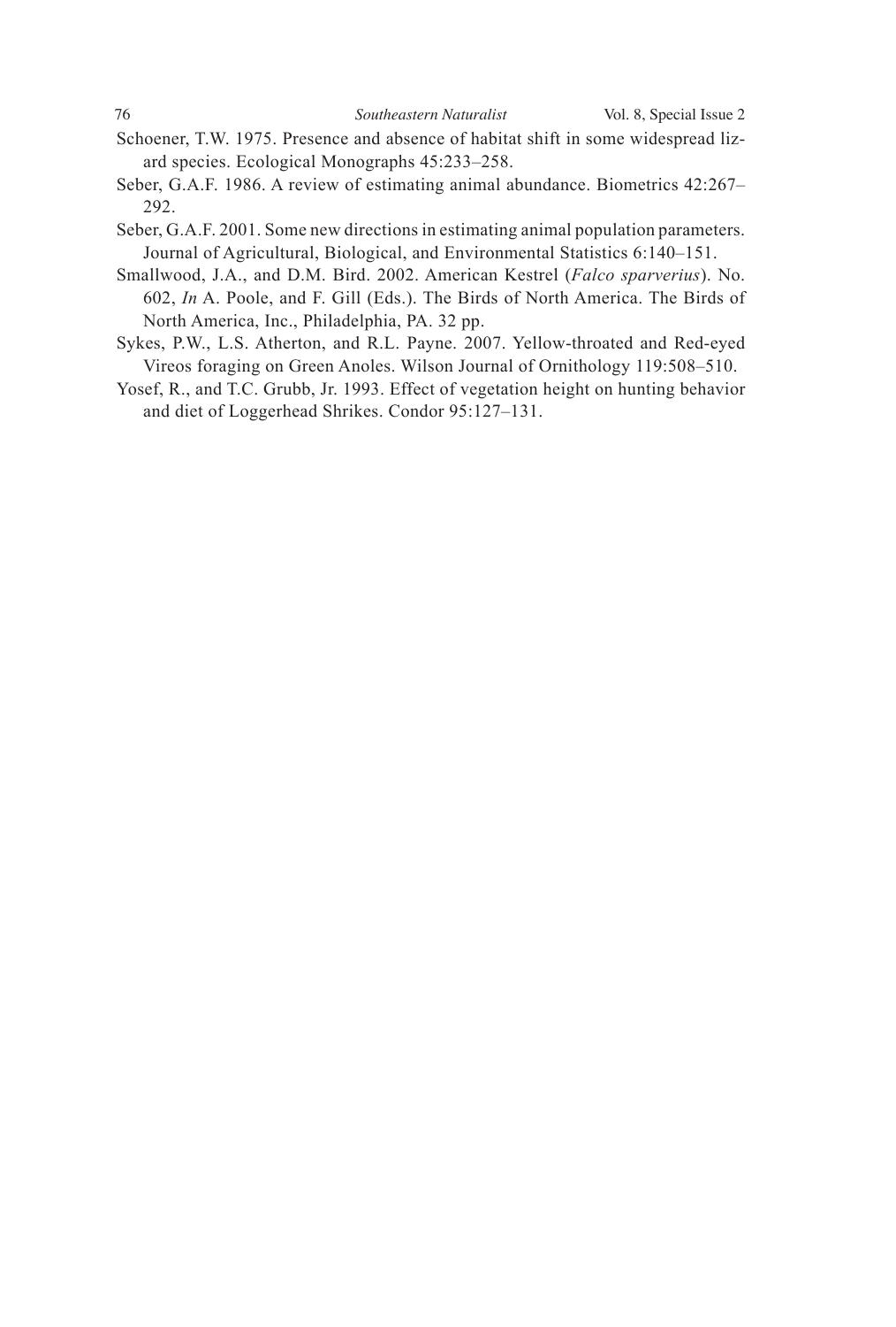Schoener, T.W. 1975. Presence and absence of habitat shift in some widespread lizard species. Ecological Monographs 45:233–258.

Seber, G.A.F. 1986. A review of estimating animal abundance. Biometrics 42:267–292.

Seber, G.A.F. 2001. Some new directions in estimating animal population parameters. Journal of Agricultural, Biological, and Environmental Statistics 6:140–151.

Smallwood, J.A., and D.M. Bird. 2002. American Kestrel (*Falco sparverius*). No. 602, *In* A. Poole, and F. Gill (Eds.). The Birds of North America. The Birds of North America, Inc., Philadelphia, PA. 32 pp.

Sykes, P.W., L.S. Atherton, and R.L. Payne. 2007. Yellow-throated and Red-eyed Vireos foraging on Green Anoles. Wilson Journal of Ornithology 119:508–510.

Yosef, R., and T.C. Grubb, Jr. 1993. Effect of vegetation height on hunting behavior and diet of Loggerhead Shrikes. Condor 95:127–131.